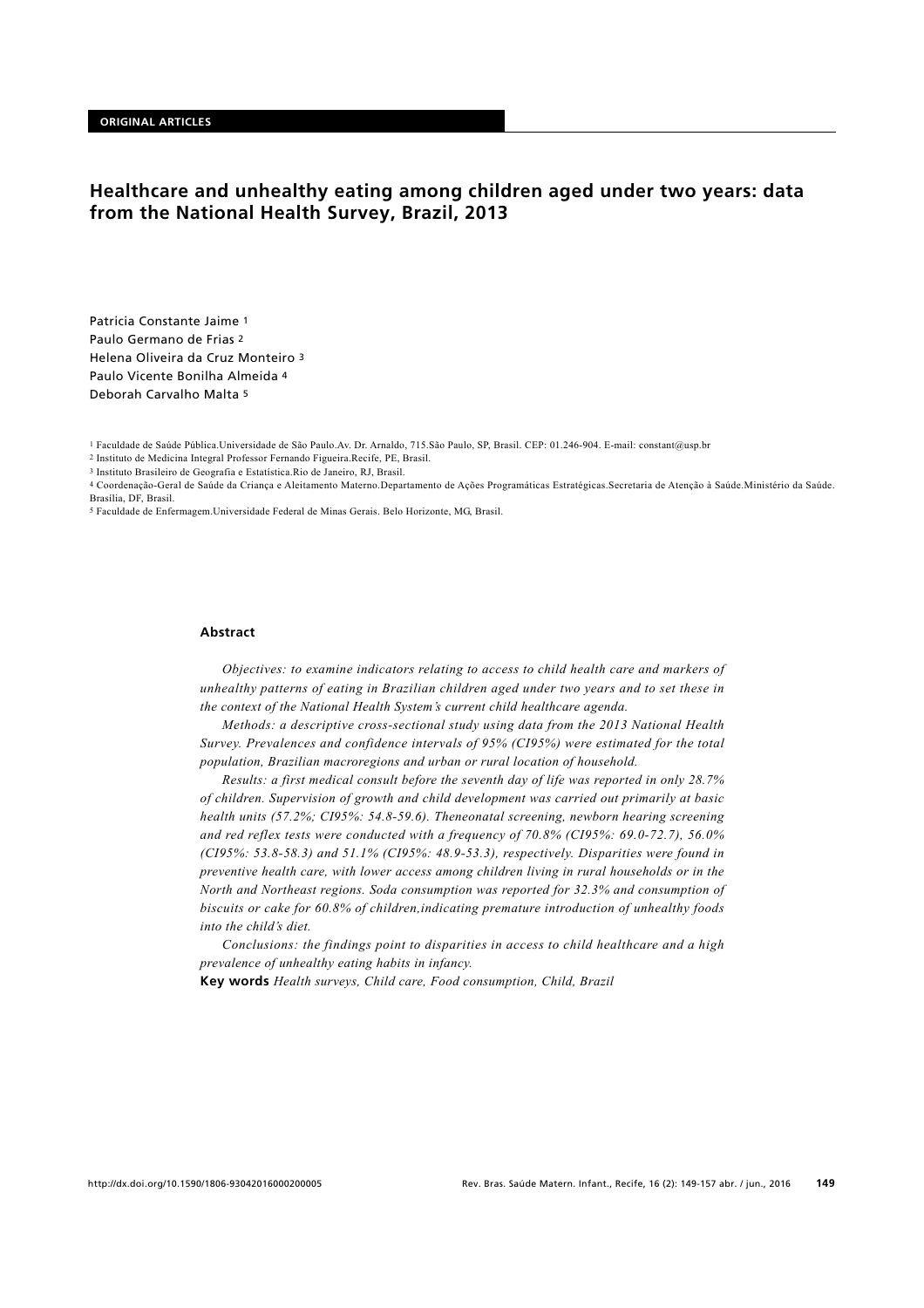**ORIGINAL ARTICLES**

# Healthcare and unhealthy eating among children aged under two years: data from the National Health Survey, Brazil, 2013

Patricia Constante Jaime [1]
Paulo Germano de Frias [2]
Helena Oliveira da Cruz Monteiro [3]
Paulo Vicente Bonilha Almeida [4]
Deborah Carvalho Malta [5]

[1] Faculdade de Saúde Pública.Universidade de São Paulo.Av. Dr. Arnaldo, 715.São Paulo, SP, Brasil. CEP: 01.246-904. E-mail: constant@usp.br
[2] Instituto de Medicina Integral Professor Fernando Figueira.Recife, PE, Brasil.
[3] Instituto Brasileiro de Geografia e Estatística.Rio de Janeiro, RJ, Brasil.
[4] Coordenação-Geral de Saúde da Criança e Aleitamento Materno.Departamento de Ações Programáticas Estratégicas.Secretaria de Atenção à Saúde.Ministério da Saúde. Brasília, DF, Brasil.
[5] Faculdade de Enfermagem.Universidade Federal de Minas Gerais. Belo Horizonte, MG, Brasil.

## Abstract

*Objectives: to examine indicators relating to access to child health care and markers of unhealthy patterns of eating in Brazilian children aged under two years and to set these in the context of the National Health System's current child healthcare agenda.*

*Methods: a descriptive cross-sectional study using data from the 2013 National Health Survey. Prevalences and confidence intervals of 95% (CI95%) were estimated for the total population, Brazilian macroregions and urban or rural location of household.*

*Results: a first medical consult before the seventh day of life was reported in only 28.7% of children. Supervision of growth and child development was carried out primarily at basic health units (57.2%; CI95%: 54.8-59.6). Theneonatal screening, newborn hearing screening and red reflex tests were conducted with a frequency of 70.8% (CI95%: 69.0-72.7), 56.0% (CI95%: 53.8-58.3) and 51.1% (CI95%: 48.9-53.3), respectively. Disparities were found in preventive health care, with lower access among children living in rural households or in the North and Northeast regions. Soda consumption was reported for 32.3% and consumption of biscuits or cake for 60.8% of children,indicating premature introduction of unhealthy foods into the child's diet.*

*Conclusions: the findings point to disparities in access to child healthcare and a high prevalence of unhealthy eating habits in infancy.*

**Key words** *Health surveys, Child care, Food consumption, Child, Brazil*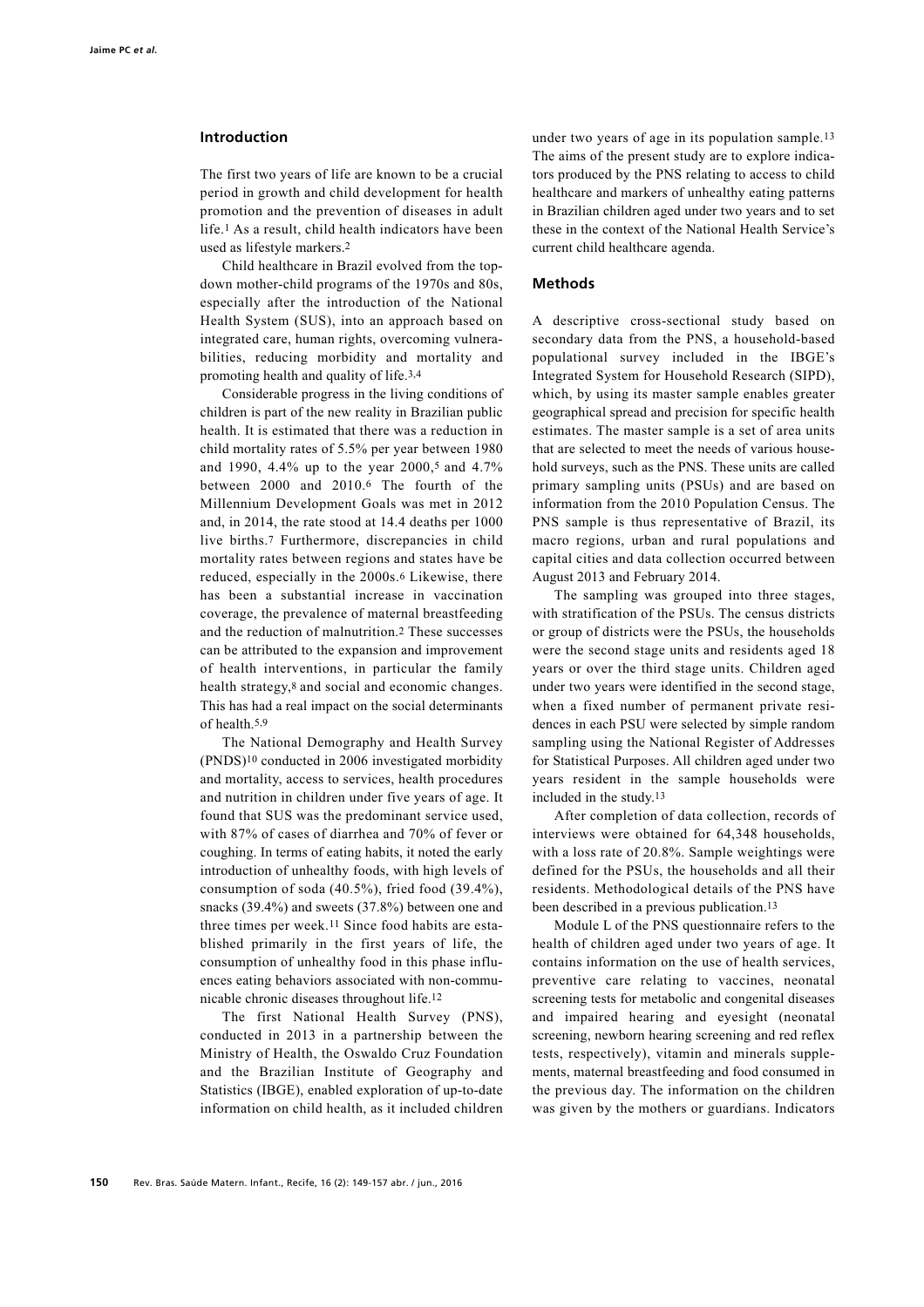## Introduction

The first two years of life are known to be a crucial period in growth and child development for health promotion and the prevention of diseases in adult life.[1] As a result, child health indicators have been used as lifestyle markers.[2]

Child healthcare in Brazil evolved from the top-down mother-child programs of the 1970s and 80s, especially after the introduction of the National Health System (SUS), into an approach based on integrated care, human rights, overcoming vulnerabilities, reducing morbidity and mortality and promoting health and quality of life.[3,4]

Considerable progress in the living conditions of children is part of the new reality in Brazilian public health. It is estimated that there was a reduction in child mortality rates of 5.5% per year between 1980 and 1990, 4.4% up to the year 2000,[5] and 4.7% between 2000 and 2010.[6] The fourth of the Millennium Development Goals was met in 2012 and, in 2014, the rate stood at 14.4 deaths per 1000 live births.[7] Furthermore, discrepancies in child mortality rates between regions and states have be reduced, especially in the 2000s.[6] Likewise, there has been a substantial increase in vaccination coverage, the prevalence of maternal breastfeeding and the reduction of malnutrition.[2] These successes can be attributed to the expansion and improvement of health interventions, in particular the family health strategy,[8] and social and economic changes. This has had a real impact on the social determinants of health.[5,9]

The National Demography and Health Survey (PNDS)[10] conducted in 2006 investigated morbidity and mortality, access to services, health procedures and nutrition in children under five years of age. It found that SUS was the predominant service used, with 87% of cases of diarrhea and 70% of fever or coughing. In terms of eating habits, it noted the early introduction of unhealthy foods, with high levels of consumption of soda (40.5%), fried food (39.4%), snacks (39.4%) and sweets (37.8%) between one and three times per week.[11] Since food habits are established primarily in the first years of life, the consumption of unhealthy food in this phase influences eating behaviors associated with non-communicable chronic diseases throughout life.[12]

The first National Health Survey (PNS), conducted in 2013 in a partnership between the Ministry of Health, the Oswaldo Cruz Foundation and the Brazilian Institute of Geography and Statistics (IBGE), enabled exploration of up-to-date information on child health, as it included children under two years of age in its population sample.[13] The aims of the present study are to explore indicators produced by the PNS relating to access to child healthcare and markers of unhealthy eating patterns in Brazilian children aged under two years and to set these in the context of the National Health Service's current child healthcare agenda.

## Methods

A descriptive cross-sectional study based on secondary data from the PNS, a household-based populational survey included in the IBGE's Integrated System for Household Research (SIPD), which, by using its master sample enables greater geographical spread and precision for specific health estimates. The master sample is a set of area units that are selected to meet the needs of various household surveys, such as the PNS. These units are called primary sampling units (PSUs) and are based on information from the 2010 Population Census. The PNS sample is thus representative of Brazil, its macro regions, urban and rural populations and capital cities and data collection occurred between August 2013 and February 2014.

The sampling was grouped into three stages, with stratification of the PSUs. The census districts or group of districts were the PSUs, the households were the second stage units and residents aged 18 years or over the third stage units. Children aged under two years were identified in the second stage, when a fixed number of permanent private residences in each PSU were selected by simple random sampling using the National Register of Addresses for Statistical Purposes. All children aged under two years resident in the sample households were included in the study.[13]

After completion of data collection, records of interviews were obtained for 64,348 households, with a loss rate of 20.8%. Sample weightings were defined for the PSUs, the households and all their residents. Methodological details of the PNS have been described in a previous publication.[13]

Module L of the PNS questionnaire refers to the health of children aged under two years of age. It contains information on the use of health services, preventive care relating to vaccines, neonatal screening tests for metabolic and congenital diseases and impaired hearing and eyesight (neonatal screening, newborn hearing screening and red reflex tests, respectively), vitamin and minerals supplements, maternal breastfeeding and food consumed in the previous day. The information on the children was given by the mothers or guardians. Indicators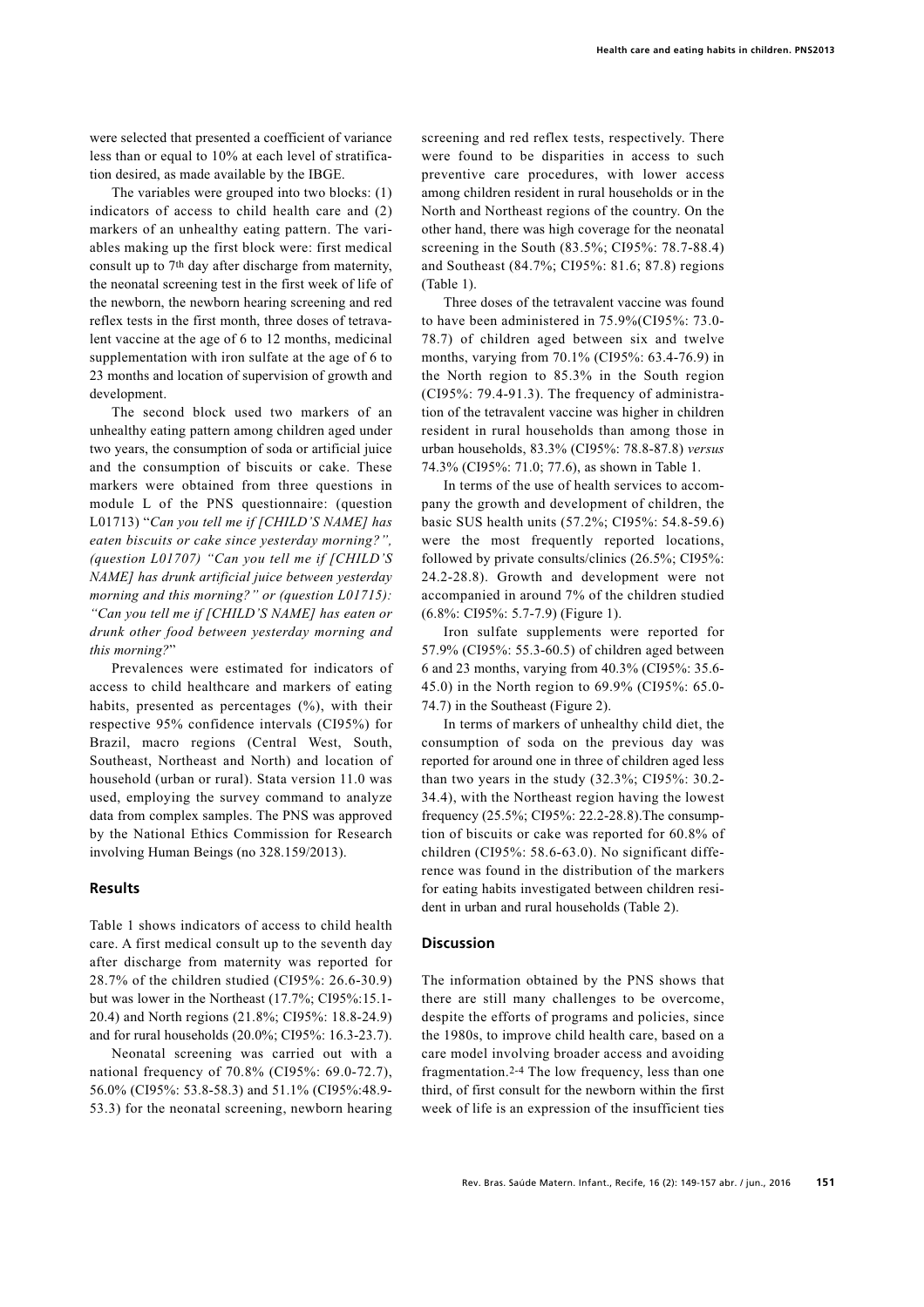were selected that presented a coefficient of variance less than or equal to 10% at each level of stratification desired, as made available by the IBGE.

The variables were grouped into two blocks: (1) indicators of access to child health care and (2) markers of an unhealthy eating pattern. The variables making up the first block were: first medical consult up to 7th day after discharge from maternity, the neonatal screening test in the first week of life of the newborn, the newborn hearing screening and red reflex tests in the first month, three doses of tetravalent vaccine at the age of 6 to 12 months, medicinal supplementation with iron sulfate at the age of 6 to 23 months and location of supervision of growth and development.

The second block used two markers of an unhealthy eating pattern among children aged under two years, the consumption of soda or artificial juice and the consumption of biscuits or cake. These markers were obtained from three questions in module L of the PNS questionnaire: (question L01713) "*Can you tell me if [CHILD'S NAME] has eaten biscuits or cake since yesterday morning?", (question L01707) "Can you tell me if [CHILD'S NAME] has drunk artificial juice between yesterday morning and this morning?" or (question L01715): "Can you tell me if [CHILD'S NAME] has eaten or drunk other food between yesterday morning and this morning?*"

Prevalences were estimated for indicators of access to child healthcare and markers of eating habits, presented as percentages (%), with their respective 95% confidence intervals (CI95%) for Brazil, macro regions (Central West, South, Southeast, Northeast and North) and location of household (urban or rural). Stata version 11.0 was used, employing the survey command to analyze data from complex samples. The PNS was approved by the National Ethics Commission for Research involving Human Beings (no 328.159/2013).

## Results

Table 1 shows indicators of access to child health care. A first medical consult up to the seventh day after discharge from maternity was reported for 28.7% of the children studied (CI95%: 26.6-30.9) but was lower in the Northeast (17.7%; CI95%:15.1-20.4) and North regions (21.8%; CI95%: 18.8-24.9) and for rural households (20.0%; CI95%: 16.3-23.7).

Neonatal screening was carried out with a national frequency of 70.8% (CI95%: 69.0-72.7), 56.0% (CI95%: 53.8-58.3) and 51.1% (CI95%:48.9-53.3) for the neonatal screening, newborn hearing screening and red reflex tests, respectively. There were found to be disparities in access to such preventive care procedures, with lower access among children resident in rural households or in the North and Northeast regions of the country. On the other hand, there was high coverage for the neonatal screening in the South (83.5%; CI95%: 78.7-88.4) and Southeast (84.7%; CI95%: 81.6; 87.8) regions (Table 1).

Three doses of the tetravalent vaccine was found to have been administered in 75.9%(CI95%: 73.0-78.7) of children aged between six and twelve months, varying from 70.1% (CI95%: 63.4-76.9) in the North region to 85.3% in the South region (CI95%: 79.4-91.3). The frequency of administration of the tetravalent vaccine was higher in children resident in rural households than among those in urban households, 83.3% (CI95%: 78.8-87.8) *versus* 74.3% (CI95%: 71.0; 77.6), as shown in Table 1.

In terms of the use of health services to accompany the growth and development of children, the basic SUS health units (57.2%; CI95%: 54.8-59.6) were the most frequently reported locations, followed by private consults/clinics (26.5%; CI95%: 24.2-28.8). Growth and development were not accompanied in around 7% of the children studied (6.8%: CI95%: 5.7-7.9) (Figure 1).

Iron sulfate supplements were reported for 57.9% (CI95%: 55.3-60.5) of children aged between 6 and 23 months, varying from 40.3% (CI95%: 35.6-45.0) in the North region to 69.9% (CI95%: 65.0-74.7) in the Southeast (Figure 2).

In terms of markers of unhealthy child diet, the consumption of soda on the previous day was reported for around one in three of children aged less than two years in the study (32.3%; CI95%: 30.2-34.4), with the Northeast region having the lowest frequency (25.5%; CI95%: 22.2-28.8).The consumption of biscuits or cake was reported for 60.8% of children (CI95%: 58.6-63.0). No significant difference was found in the distribution of the markers for eating habits investigated between children resident in urban and rural households (Table 2).

## Discussion

The information obtained by the PNS shows that there are still many challenges to be overcome, despite the efforts of programs and policies, since the 1980s, to improve child health care, based on a care model involving broader access and avoiding fragmentation.[2-4] The low frequency, less than one third, of first consult for the newborn within the first week of life is an expression of the insufficient ties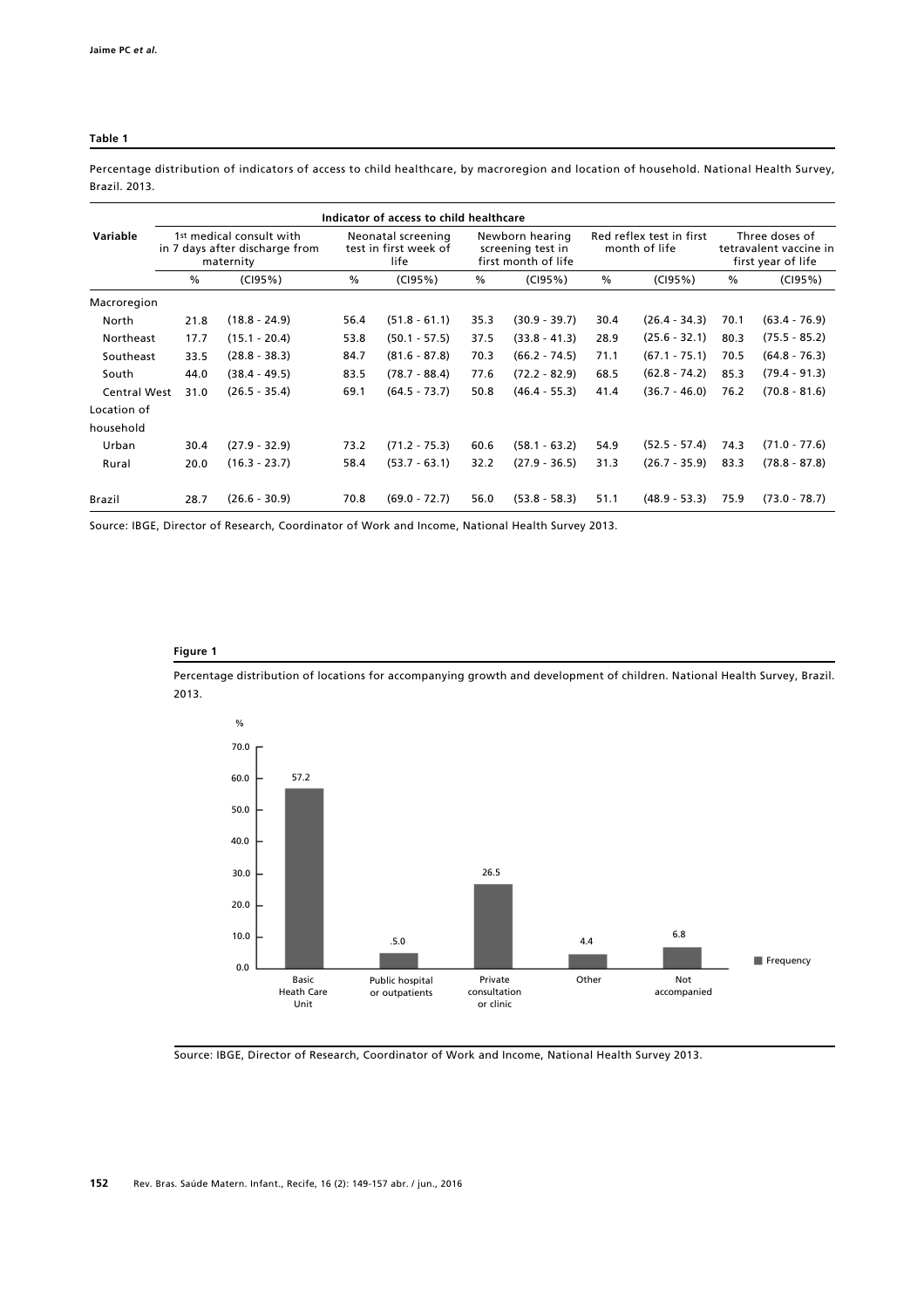**Table 1**

Percentage distribution of indicators of access to child healthcare, by macroregion and location of household. National Health Survey, Brazil. 2013.

| Variable | Indicator of access to child healthcare | | | | | | | | | |
|---|---|---|---|---|---|---|---|---|---|---|
| | 1st medical consult with in 7 days after discharge from maternity | | Neonatal screening test in first week of life | | Newborn hearing screening test in first month of life | | Red reflex test in first month of life | | Three doses of tetravalent vaccine in first year of life | |
| | % | (CI95%) | % | (CI95%) | % | (CI95%) | % | (CI95%) | % | (CI95%) |
| Macroregion | | | | | | | | | | |
| North | 21.8 | (18.8 - 24.9) | 56.4 | (51.8 - 61.1) | 35.3 | (30.9 - 39.7) | 30.4 | (26.4 - 34.3) | 70.1 | (63.4 - 76.9) |
| Northeast | 17.7 | (15.1 - 20.4) | 53.8 | (50.1 - 57.5) | 37.5 | (33.8 - 41.3) | 28.9 | (25.6 - 32.1) | 80.3 | (75.5 - 85.2) |
| Southeast | 33.5 | (28.8 - 38.3) | 84.7 | (81.6 - 87.8) | 70.3 | (66.2 - 74.5) | 71.1 | (67.1 - 75.1) | 70.5 | (64.8 - 76.3) |
| South | 44.0 | (38.4 - 49.5) | 83.5 | (78.7 - 88.4) | 77.6 | (72.2 - 82.9) | 68.5 | (62.8 - 74.2) | 85.3 | (79.4 - 91.3) |
| Central West | 31.0 | (26.5 - 35.4) | 69.1 | (64.5 - 73.7) | 50.8 | (46.4 - 55.3) | 41.4 | (36.7 - 46.0) | 76.2 | (70.8 - 81.6) |
| Location of household | | | | | | | | | | |
| Urban | 30.4 | (27.9 - 32.9) | 73.2 | (71.2 - 75.3) | 60.6 | (58.1 - 63.2) | 54.9 | (52.5 - 57.4) | 74.3 | (71.0 - 77.6) |
| Rural | 20.0 | (16.3 - 23.7) | 58.4 | (53.7 - 63.1) | 32.2 | (27.9 - 36.5) | 31.3 | (26.7 - 35.9) | 83.3 | (78.8 - 87.8) |
| Brazil | 28.7 | (26.6 - 30.9) | 70.8 | (69.0 - 72.7) | 56.0 | (53.8 - 58.3) | 51.1 | (48.9 - 53.3) | 75.9 | (73.0 - 78.7) |

Source: IBGE, Director of Research, Coordinator of Work and Income, National Health Survey 2013.

**Figure 1**

Percentage distribution of locations for accompanying growth and development of children. National Health Survey, Brazil. 2013.

| Location | Frequency (%) |
|---|---|
| Basic Heath Care Unit | 57.2 |
| Public hospital or outpatients | .5.0 |
| Private consultation or clinic | 26.5 |
| Other | 4.4 |
| Not accompanied | 6.8 |

Source: IBGE, Director of Research, Coordinator of Work and Income, National Health Survey 2013.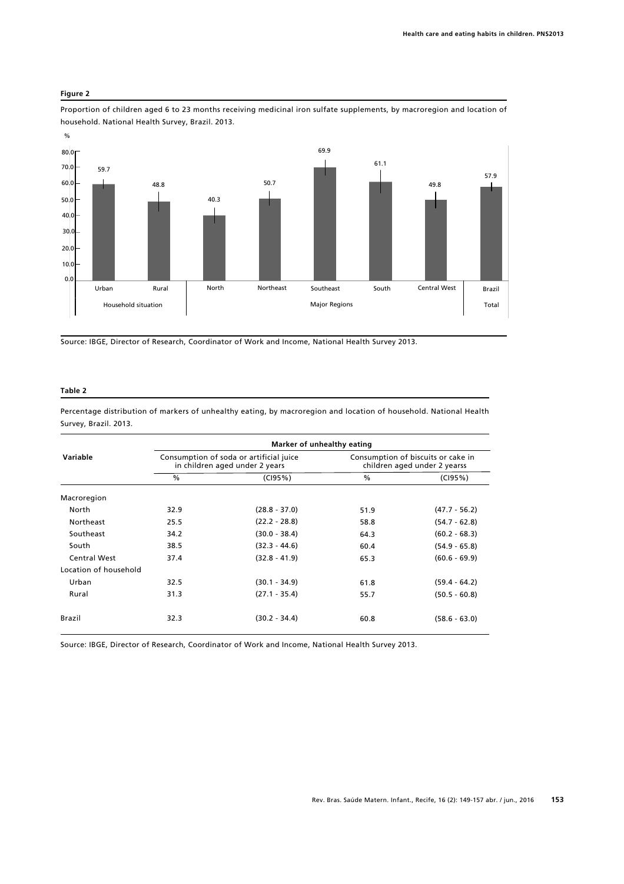**Figure 2**

Proportion of children aged 6 to 23 months receiving medicinal iron sulfate supplements, by macroregion and location of household. National Health Survey, Brazil. 2013.

| | Household situation | | Major Regions | | | | | Total |
|---|---|---|---|---|---|---|---|---|
| | Urban | Rural | North | Northeast | Southeast | South | Central West | Brazil |
| % | 59.7 | 48.8 | 40.3 | 50.7 | 69.9 | 61.1 | 49.8 | 57.9 |

Source: IBGE, Director of Research, Coordinator of Work and Income, National Health Survey 2013.

**Table 2**

Percentage distribution of markers of unhealthy eating, by macroregion and location of household. National Health Survey, Brazil. 2013.

| Variable | Marker of unhealthy eating | | | |
|---|---|---|---|---|
| | Consumption of soda or artificial juice in children aged under 2 years | | Consumption of biscuits or cake in children aged under 2 yearss | |
| | % | (CI95%) | % | (CI95%) |
| Macroregion | | | | |
| North | 32.9 | (28.8 - 37.0) | 51.9 | (47.7 - 56.2) |
| Northeast | 25.5 | (22.2 - 28.8) | 58.8 | (54.7 - 62.8) |
| Southeast | 34.2 | (30.0 - 38.4) | 64.3 | (60.2 - 68.3) |
| South | 38.5 | (32.3 - 44.6) | 60.4 | (54.9 - 65.8) |
| Central West | 37.4 | (32.8 - 41.9) | 65.3 | (60.6 - 69.9) |
| Location of household | | | | |
| Urban | 32.5 | (30.1 - 34.9) | 61.8 | (59.4 - 64.2) |
| Rural | 31.3 | (27.1 - 35.4) | 55.7 | (50.5 - 60.8) |
| Brazil | 32.3 | (30.2 - 34.4) | 60.8 | (58.6 - 63.0) |

Source: IBGE, Director of Research, Coordinator of Work and Income, National Health Survey 2013.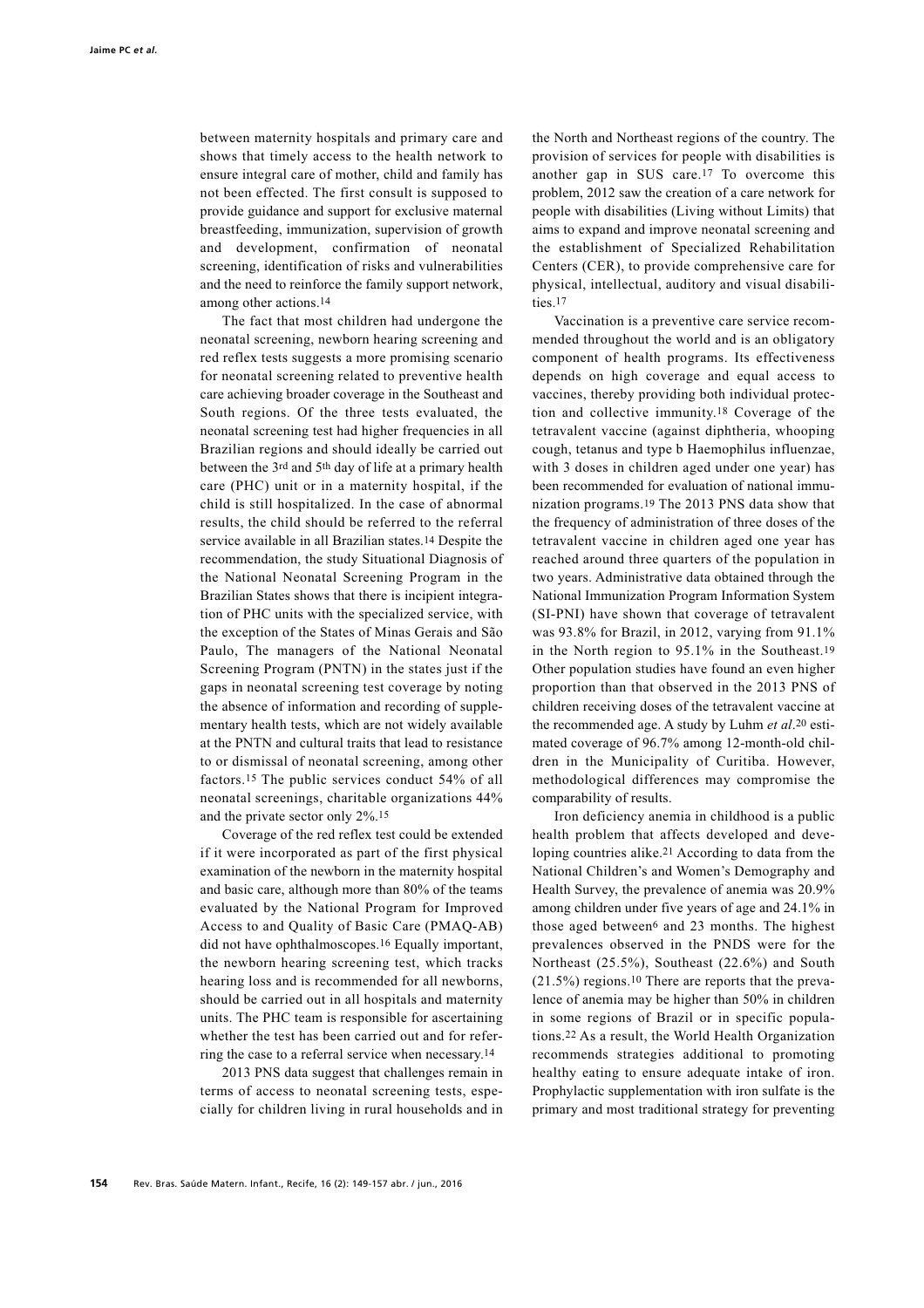between maternity hospitals and primary care and shows that timely access to the health network to ensure integral care of mother, child and family has not been effected. The first consult is supposed to provide guidance and support for exclusive maternal breastfeeding, immunization, supervision of growth and development, confirmation of neonatal screening, identification of risks and vulnerabilities and the need to reinforce the family support network, among other actions.[14]

The fact that most children had undergone the neonatal screening, newborn hearing screening and red reflex tests suggests a more promising scenario for neonatal screening related to preventive health care achieving broader coverage in the Southeast and South regions. Of the three tests evaluated, the neonatal screening test had higher frequencies in all Brazilian regions and should ideally be carried out between the 3rd and 5th day of life at a primary health care (PHC) unit or in a maternity hospital, if the child is still hospitalized. In the case of abnormal results, the child should be referred to the referral service available in all Brazilian states.[14] Despite the recommendation, the study Situational Diagnosis of the National Neonatal Screening Program in the Brazilian States shows that there is incipient integration of PHC units with the specialized service, with the exception of the States of Minas Gerais and São Paulo, The managers of the National Neonatal Screening Program (PNTN) in the states just if the gaps in neonatal screening test coverage by noting the absence of information and recording of supplementary health tests, which are not widely available at the PNTN and cultural traits that lead to resistance to or dismissal of neonatal screening, among other factors.[15] The public services conduct 54% of all neonatal screenings, charitable organizations 44% and the private sector only 2%.[15]

Coverage of the red reflex test could be extended if it were incorporated as part of the first physical examination of the newborn in the maternity hospital and basic care, although more than 80% of the teams evaluated by the National Program for Improved Access to and Quality of Basic Care (PMAQ-AB) did not have ophthalmoscopes.[16] Equally important, the newborn hearing screening test, which tracks hearing loss and is recommended for all newborns, should be carried out in all hospitals and maternity units. The PHC team is responsible for ascertaining whether the test has been carried out and for referring the case to a referral service when necessary.[14]

2013 PNS data suggest that challenges remain in terms of access to neonatal screening tests, especially for children living in rural households and in the North and Northeast regions of the country. The provision of services for people with disabilities is another gap in SUS care.[17] To overcome this problem, 2012 saw the creation of a care network for people with disabilities (Living without Limits) that aims to expand and improve neonatal screening and the establishment of Specialized Rehabilitation Centers (CER), to provide comprehensive care for physical, intellectual, auditory and visual disabilities.[17]

Vaccination is a preventive care service recommended throughout the world and is an obligatory component of health programs. Its effectiveness depends on high coverage and equal access to vaccines, thereby providing both individual protection and collective immunity.[18] Coverage of the tetravalent vaccine (against diphtheria, whooping cough, tetanus and type b Haemophilus influenzae, with 3 doses in children aged under one year) has been recommended for evaluation of national immunization programs.[19] The 2013 PNS data show that the frequency of administration of three doses of the tetravalent vaccine in children aged one year has reached around three quarters of the population in two years. Administrative data obtained through the National Immunization Program Information System (SI-PNI) have shown that coverage of tetravalent was 93.8% for Brazil, in 2012, varying from 91.1% in the North region to 95.1% in the Southeast.[19] Other population studies have found an even higher proportion than that observed in the 2013 PNS of children receiving doses of the tetravalent vaccine at the recommended age. A study by Luhm *et al*.[20] estimated coverage of 96.7% among 12-month-old children in the Municipality of Curitiba. However, methodological differences may compromise the comparability of results.

Iron deficiency anemia in childhood is a public health problem that affects developed and developing countries alike.[21] According to data from the National Children's and Women's Demography and Health Survey, the prevalence of anemia was 20.9% among children under five years of age and 24.1% in those aged between[6] and 23 months. The highest prevalences observed in the PNDS were for the Northeast (25.5%), Southeast (22.6%) and South (21.5%) regions.[10] There are reports that the prevalence of anemia may be higher than 50% in children in some regions of Brazil or in specific populations.[22] As a result, the World Health Organization recommends strategies additional to promoting healthy eating to ensure adequate intake of iron. Prophylactic supplementation with iron sulfate is the primary and most traditional strategy for preventing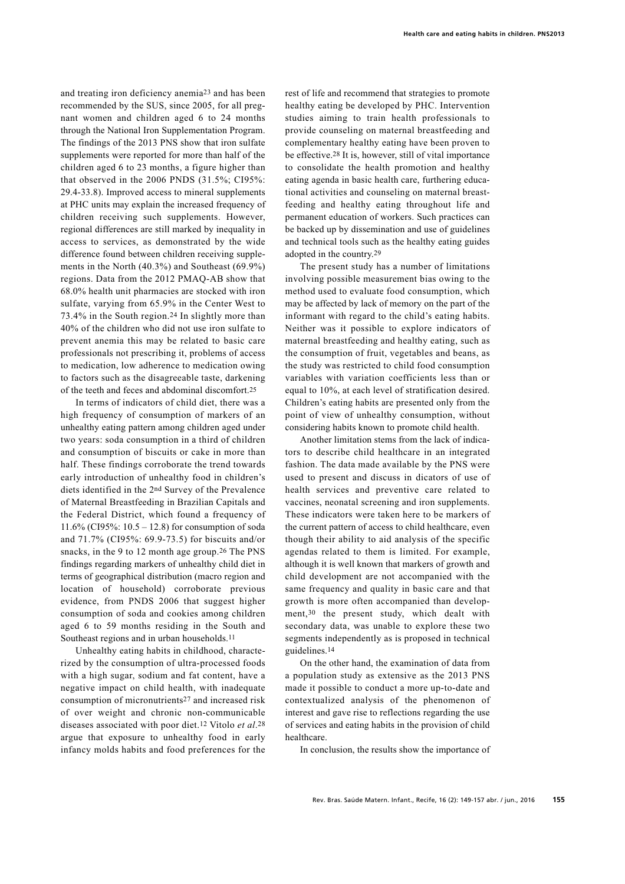and treating iron deficiency anemia[23] and has been recommended by the SUS, since 2005, for all pregnant women and children aged 6 to 24 months through the National Iron Supplementation Program. The findings of the 2013 PNS show that iron sulfate supplements were reported for more than half of the children aged 6 to 23 months, a figure higher than that observed in the 2006 PNDS (31.5%; CI95%: 29.4-33.8). Improved access to mineral supplements at PHC units may explain the increased frequency of children receiving such supplements. However, regional differences are still marked by inequality in access to services, as demonstrated by the wide difference found between children receiving supplements in the North (40.3%) and Southeast (69.9%) regions. Data from the 2012 PMAQ-AB show that 68.0% health unit pharmacies are stocked with iron sulfate, varying from 65.9% in the Center West to 73.4% in the South region.[24] In slightly more than 40% of the children who did not use iron sulfate to prevent anemia this may be related to basic care professionals not prescribing it, problems of access to medication, low adherence to medication owing to factors such as the disagreeable taste, darkening of the teeth and feces and abdominal discomfort.[25]

In terms of indicators of child diet, there was a high frequency of consumption of markers of an unhealthy eating pattern among children aged under two years: soda consumption in a third of children and consumption of biscuits or cake in more than half. These findings corroborate the trend towards early introduction of unhealthy food in children's diets identified in the 2nd Survey of the Prevalence of Maternal Breastfeeding in Brazilian Capitals and the Federal District, which found a frequency of 11.6% (CI95%: 10.5 – 12.8) for consumption of soda and 71.7% (CI95%: 69.9-73.5) for biscuits and/or snacks, in the 9 to 12 month age group.[26] The PNS findings regarding markers of unhealthy child diet in terms of geographical distribution (macro region and location of household) corroborate previous evidence, from PNDS 2006 that suggest higher consumption of soda and cookies among children aged 6 to 59 months residing in the South and Southeast regions and in urban households.[11]

Unhealthy eating habits in childhood, characterized by the consumption of ultra-processed foods with a high sugar, sodium and fat content, have a negative impact on child health, with inadequate consumption of micronutrients[27] and increased risk of over weight and chronic non-communicable diseases associated with poor diet.[12] Vitolo *et al*.[28] argue that exposure to unhealthy food in early infancy molds habits and food preferences for the rest of life and recommend that strategies to promote healthy eating be developed by PHC. Intervention studies aiming to train health professionals to provide counseling on maternal breastfeeding and complementary healthy eating have been proven to be effective.[28] It is, however, still of vital importance to consolidate the health promotion and healthy eating agenda in basic health care, furthering educational activities and counseling on maternal breastfeeding and healthy eating throughout life and permanent education of workers. Such practices can be backed up by dissemination and use of guidelines and technical tools such as the healthy eating guides adopted in the country.[29]

The present study has a number of limitations involving possible measurement bias owing to the method used to evaluate food consumption, which may be affected by lack of memory on the part of the informant with regard to the child's eating habits. Neither was it possible to explore indicators of maternal breastfeeding and healthy eating, such as the consumption of fruit, vegetables and beans, as the study was restricted to child food consumption variables with variation coefficients less than or equal to 10%, at each level of stratification desired. Children's eating habits are presented only from the point of view of unhealthy consumption, without considering habits known to promote child health.

Another limitation stems from the lack of indicators to describe child healthcare in an integrated fashion. The data made available by the PNS were used to present and discuss in dicators of use of health services and preventive care related to vaccines, neonatal screening and iron supplements. These indicators were taken here to be markers of the current pattern of access to child healthcare, even though their ability to aid analysis of the specific agendas related to them is limited. For example, although it is well known that markers of growth and child development are not accompanied with the same frequency and quality in basic care and that growth is more often accompanied than development,[30] the present study, which dealt with secondary data, was unable to explore these two segments independently as is proposed in technical guidelines.[14]

On the other hand, the examination of data from a population study as extensive as the 2013 PNS made it possible to conduct a more up-to-date and contextualized analysis of the phenomenon of interest and gave rise to reflections regarding the use of services and eating habits in the provision of child healthcare.

In conclusion, the results show the importance of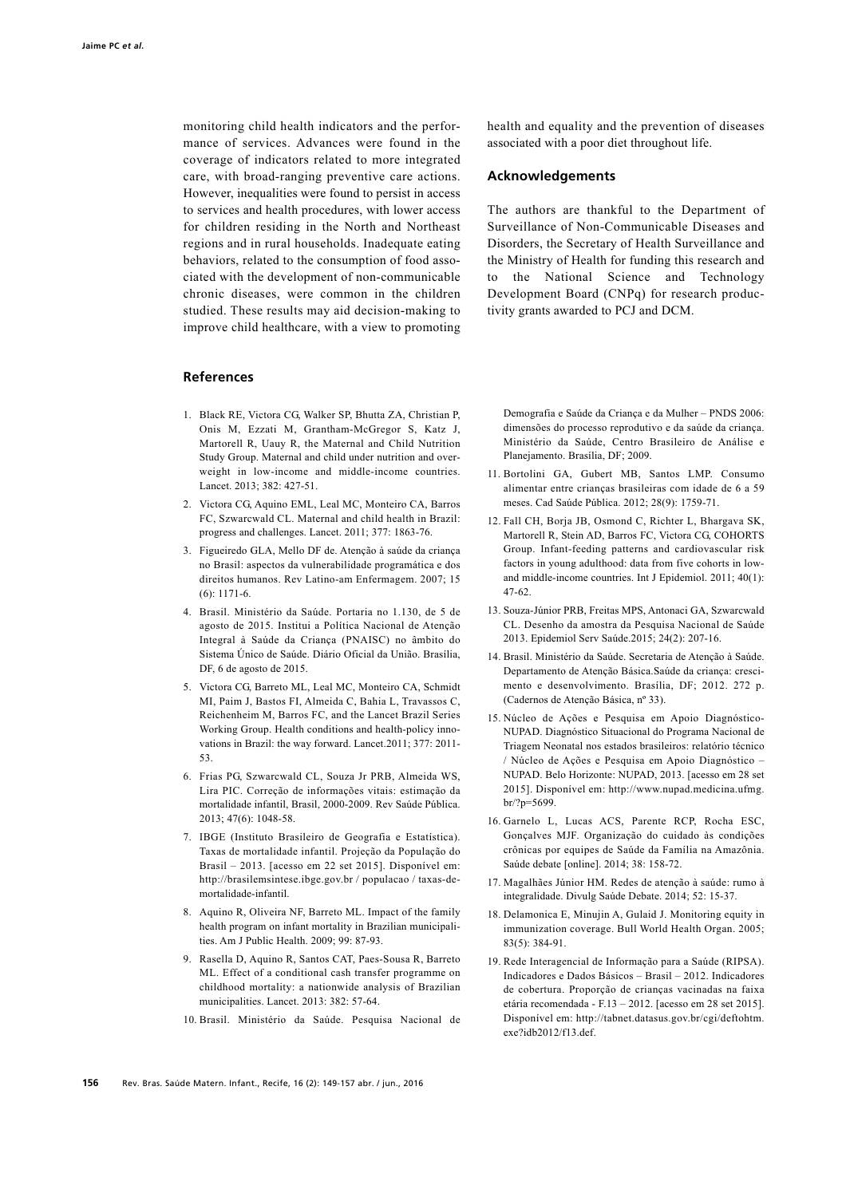monitoring child health indicators and the performance of services. Advances were found in the coverage of indicators related to more integrated care, with broad-ranging preventive care actions. However, inequalities were found to persist in access to services and health procedures, with lower access for children residing in the North and Northeast regions and in rural households. Inadequate eating behaviors, related to the consumption of food associated with the development of non-communicable chronic diseases, were common in the children studied. These results may aid decision-making to improve child healthcare, with a view to promoting health and equality and the prevention of diseases associated with a poor diet throughout life.

## Acknowledgements

The authors are thankful to the Department of Surveillance of Non-Communicable Diseases and Disorders, the Secretary of Health Surveillance and the Ministry of Health for funding this research and to the National Science and Technology Development Board (CNPq) for research productivity grants awarded to PCJ and DCM.

## References

1. Black RE, Victora CG, Walker SP, Bhutta ZA, Christian P, Onis M, Ezzati M, Grantham-McGregor S, Katz J, Martorell R, Uauy R, the Maternal and Child Nutrition Study Group. Maternal and child under nutrition and overweight in low-income and middle-income countries. Lancet. 2013; 382: 427-51.
2. Victora CG, Aquino EML, Leal MC, Monteiro CA, Barros FC, Szwarcwald CL. Maternal and child health in Brazil: progress and challenges. Lancet. 2011; 377: 1863-76.
3. Figueiredo GLA, Mello DF de. Atenção à saúde da criança no Brasil: aspectos da vulnerabilidade programática e dos direitos humanos. Rev Latino-am Enfermagem. 2007; 15 (6): 1171-6.
4. Brasil. Ministério da Saúde. Portaria no 1.130, de 5 de agosto de 2015. Institui a Política Nacional de Atenção Integral à Saúde da Criança (PNAISC) no âmbito do Sistema Único de Saúde. Diário Oficial da União. Brasília, DF, 6 de agosto de 2015.
5. Victora CG, Barreto ML, Leal MC, Monteiro CA, Schmidt MI, Paim J, Bastos FI, Almeida C, Bahia L, Travassos C, Reichenheim M, Barros FC, and the Lancet Brazil Series Working Group. Health conditions and health-policy innovations in Brazil: the way forward. Lancet.2011; 377: 2011-53.
6. Frias PG, Szwarcwald CL, Souza Jr PRB, Almeida WS, Lira PIC. Correção de informações vitais: estimação da mortalidade infantil, Brasil, 2000-2009. Rev Saúde Pública. 2013; 47(6): 1048-58.
7. IBGE (Instituto Brasileiro de Geografia e Estatística). Taxas de mortalidade infantil. Projeção da População do Brasil – 2013. [acesso em 22 set 2015]. Disponível em: http://brasilemsintese.ibge.gov.br / populacao / taxas-de-mortalidade-infantil.
8. Aquino R, Oliveira NF, Barreto ML. Impact of the family health program on infant mortality in Brazilian municipalities. Am J Public Health. 2009; 99: 87-93.
9. Rasella D, Aquino R, Santos CAT, Paes-Sousa R, Barreto ML. Effect of a conditional cash transfer programme on childhood mortality: a nationwide analysis of Brazilian municipalities. Lancet. 2013: 382: 57-64.
10. Brasil. Ministério da Saúde. Pesquisa Nacional de Demografia e Saúde da Criança e da Mulher – PNDS 2006: dimensões do processo reprodutivo e da saúde da criança. Ministério da Saúde, Centro Brasileiro de Análise e Planejamento. Brasília, DF; 2009.
11. Bortolini GA, Gubert MB, Santos LMP. Consumo alimentar entre crianças brasileiras com idade de 6 a 59 meses. Cad Saúde Pública. 2012; 28(9): 1759-71.
12. Fall CH, Borja JB, Osmond C, Richter L, Bhargava SK, Martorell R, Stein AD, Barros FC, Victora CG, COHORTS Group. Infant-feeding patterns and cardiovascular risk factors in young adulthood: data from five cohorts in low- and middle-income countries. Int J Epidemiol. 2011; 40(1): 47-62.
13. Souza-Júnior PRB, Freitas MPS, Antonaci GA, Szwarcwald CL. Desenho da amostra da Pesquisa Nacional de Saúde 2013. Epidemiol Serv Saúde.2015; 24(2): 207-16.
14. Brasil. Ministério da Saúde. Secretaria de Atenção à Saúde. Departamento de Atenção Básica.Saúde da criança: crescimento e desenvolvimento. Brasília, DF; 2012. 272 p. (Cadernos de Atenção Básica, nº 33).
15. Núcleo de Ações e Pesquisa em Apoio Diagnóstico-NUPAD. Diagnóstico Situacional do Programa Nacional de Triagem Neonatal nos estados brasileiros: relatório técnico / Núcleo de Ações e Pesquisa em Apoio Diagnóstico – NUPAD. Belo Horizonte: NUPAD, 2013. [acesso em 28 set 2015]. Disponível em: http://www.nupad.medicina.ufmg.br/?p=5699.
16. Garnelo L, Lucas ACS, Parente RCP, Rocha ESC, Gonçalves MJF. Organização do cuidado às condições crônicas por equipes de Saúde da Família na Amazônia. Saúde debate [online]. 2014; 38: 158-72.
17. Magalhães Júnior HM. Redes de atenção à saúde: rumo à integralidade. Divulg Saúde Debate. 2014; 52: 15-37.
18. Delamonica E, Minujin A, Gulaid J. Monitoring equity in immunization coverage. Bull World Health Organ. 2005; 83(5): 384-91.
19. Rede Interagencial de Informação para a Saúde (RIPSA). Indicadores e Dados Básicos – Brasil – 2012. Indicadores de cobertura. Proporção de crianças vacinadas na faixa etária recomendada - F.13 – 2012. [acesso em 28 set 2015]. Disponível em: http://tabnet.datasus.gov.br/cgi/deftohtm.exe?idb2012/f13.def.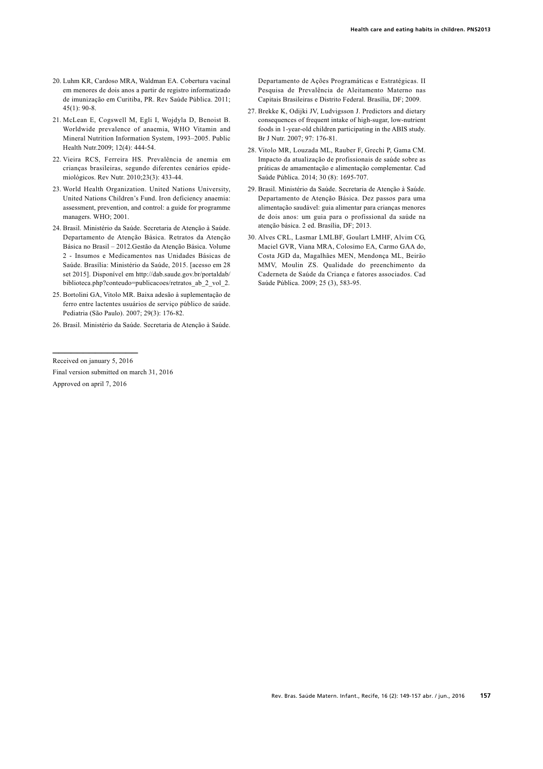20. Luhm KR, Cardoso MRA, Waldman EA. Cobertura vacinal em menores de dois anos a partir de registro informatizado de imunização em Curitiba, PR. Rev Saúde Pública. 2011; 45(1): 90-8.

21. McLean E, Cogswell M, Egli I, Wojdyla D, Benoist B. Worldwide prevalence of anaemia, WHO Vitamin and Mineral Nutrition Information System, 1993–2005. Public Health Nutr.2009; 12(4): 444-54.

22. Vieira RCS, Ferreira HS. Prevalência de anemia em crianças brasileiras, segundo diferentes cenários epidemiológicos. Rev Nutr. 2010;23(3): 433-44.

23. World Health Organization. United Nations University, United Nations Children's Fund. Iron deficiency anaemia: assessment, prevention, and control: a guide for programme managers. WHO; 2001.

24. Brasil. Ministério da Saúde. Secretaria de Atenção à Saúde. Departamento de Atenção Básica. Retratos da Atenção Básica no Brasil – 2012.Gestão da Atenção Básica. Volume 2 - Insumos e Medicamentos nas Unidades Básicas de Saúde. Brasília: Ministério da Saúde, 2015. [acesso em 28 set 2015]. Disponível em http://dab.saude.gov.br/portaldab/biblioteca.php?conteudo=publicacoes/retratos_ab_2_vol_2.

25. Bortolini GA, Vitolo MR. Baixa adesão à suplementação de ferro entre lactentes usuários de serviço público de saúde. Pediatria (São Paulo). 2007; 29(3): 176-82.

26. Brasil. Ministério da Saúde. Secretaria de Atenção à Saúde. Departamento de Ações Programáticas e Estratégicas. II Pesquisa de Prevalência de Aleitamento Materno nas Capitais Brasileiras e Distrito Federal. Brasília, DF; 2009.

27. Brekke K, Odijki JV, Ludvigsson J. Predictors and dietary consequences of frequent intake of high-sugar, low-nutrient foods in 1-year-old children participating in the ABIS study. Br J Nutr. 2007; 97: 176-81.

28. Vitolo MR, Louzada ML, Rauber F, Grechi P, Gama CM. Impacto da atualização de profissionais de saúde sobre as práticas de amamentação e alimentação complementar. Cad Saúde Pública. 2014; 30 (8): 1695-707.

29. Brasil. Ministério da Saúde. Secretaria de Atenção à Saúde. Departamento de Atenção Básica. Dez passos para uma alimentação saudável: guia alimentar para crianças menores de dois anos: um guia para o profissional da saúde na atenção básica. 2 ed. Brasília, DF; 2013.

30. Alves CRL, Lasmar LMLBF, Goulart LMHF, Alvim CG, Maciel GVR, Viana MRA, Colosimo EA, Carmo GAA do, Costa JGD da, Magalhães MEN, Mendonça ML, Beirão MMV, Moulin ZS. Qualidade do preenchimento da Caderneta de Saúde da Criança e fatores associados. Cad Saúde Pública. 2009; 25 (3), 583-95.

---

Received on january 5, 2016

Final version submitted on march 31, 2016

Approved on april 7, 2016